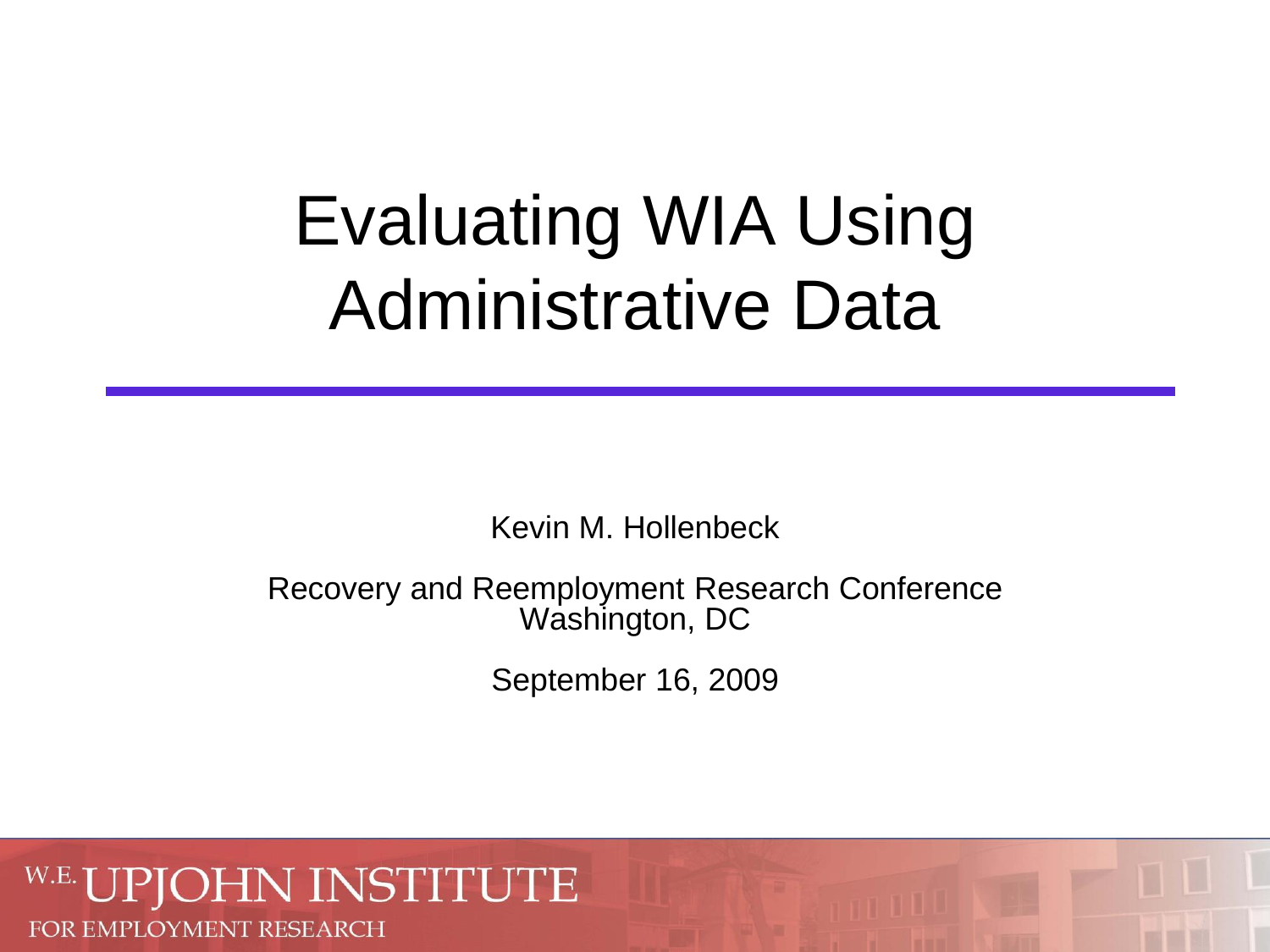# Evaluating WIA Using Administrative Data

Kevin M. Hollenbeck

Recovery and Reemployment Research Conference
Washington, DC

September 16, 2009

W.E. UPJOHN INSTITUTE
FOR EMPLOYMENT RESEARCH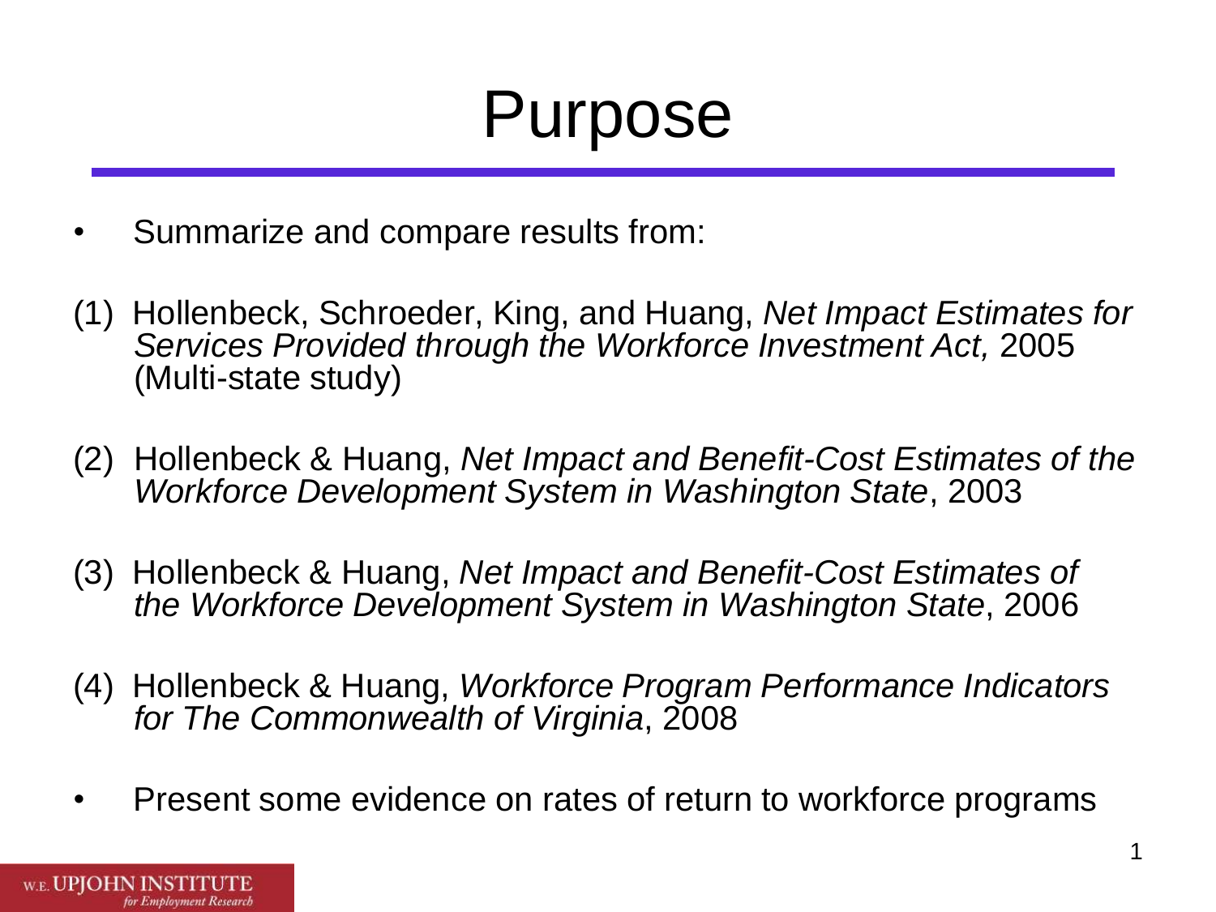# Purpose

- Summarize and compare results from:

(1) Hollenbeck, Schroeder, King, and Huang, *Net Impact Estimates for Services Provided through the Workforce Investment Act,* 2005 (Multi-state study)

(2) Hollenbeck & Huang, *Net Impact and Benefit-Cost Estimates of the Workforce Development System in Washington State*, 2003

(3) Hollenbeck & Huang, *Net Impact and Benefit-Cost Estimates of the Workforce Development System in Washington State*, 2006

(4) Hollenbeck & Huang, *Workforce Program Performance Indicators for The Commonwealth of Virginia*, 2008

- Present some evidence on rates of return to workforce programs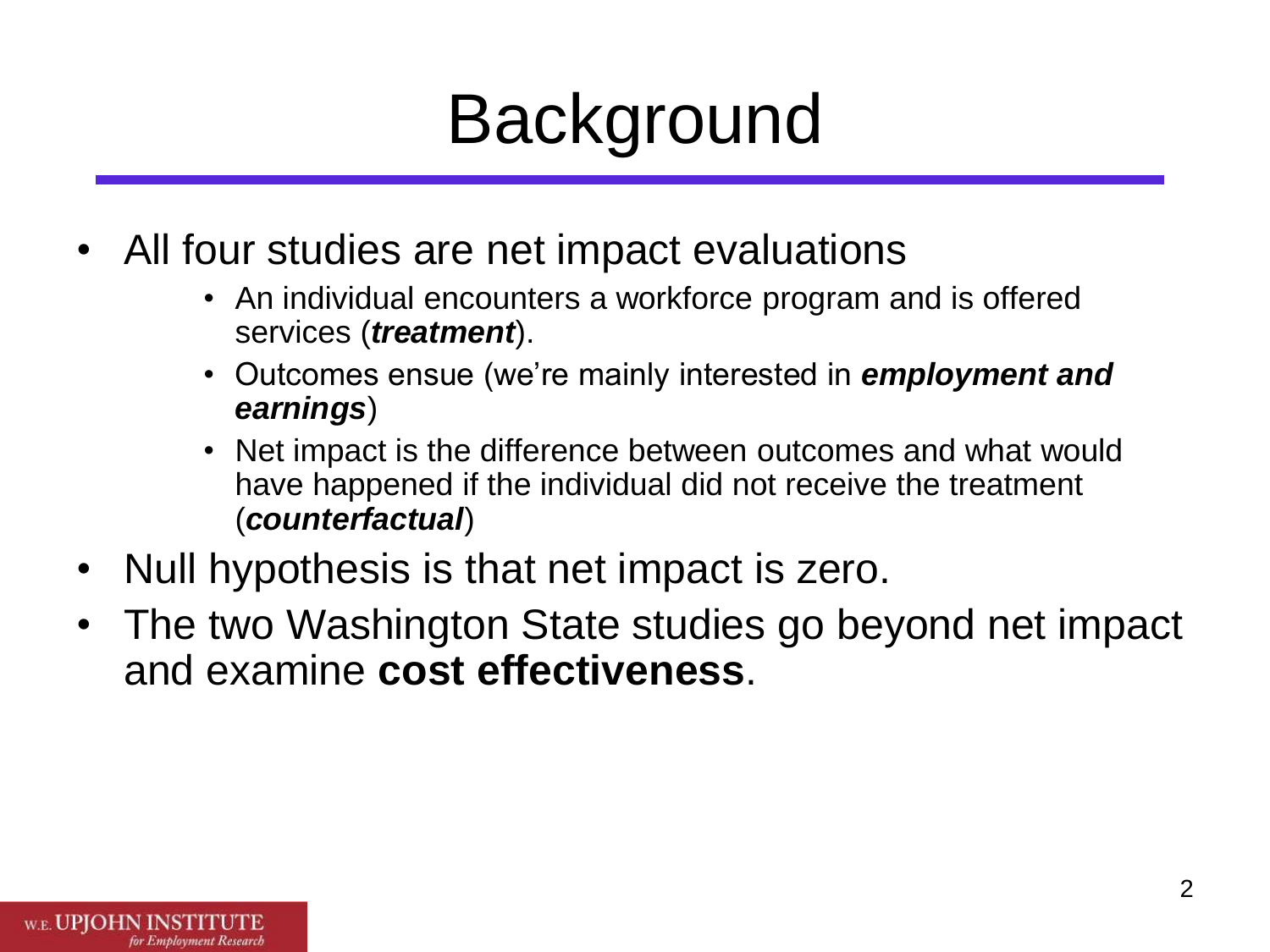# Background

- All four studies are net impact evaluations
  - An individual encounters a workforce program and is offered services (***treatment***).
  - Outcomes ensue (we're mainly interested in ***employment and earnings***)
  - Net impact is the difference between outcomes and what would have happened if the individual did not receive the treatment (***counterfactual***)
- Null hypothesis is that net impact is zero.
- The two Washington State studies go beyond net impact and examine **cost effectiveness**.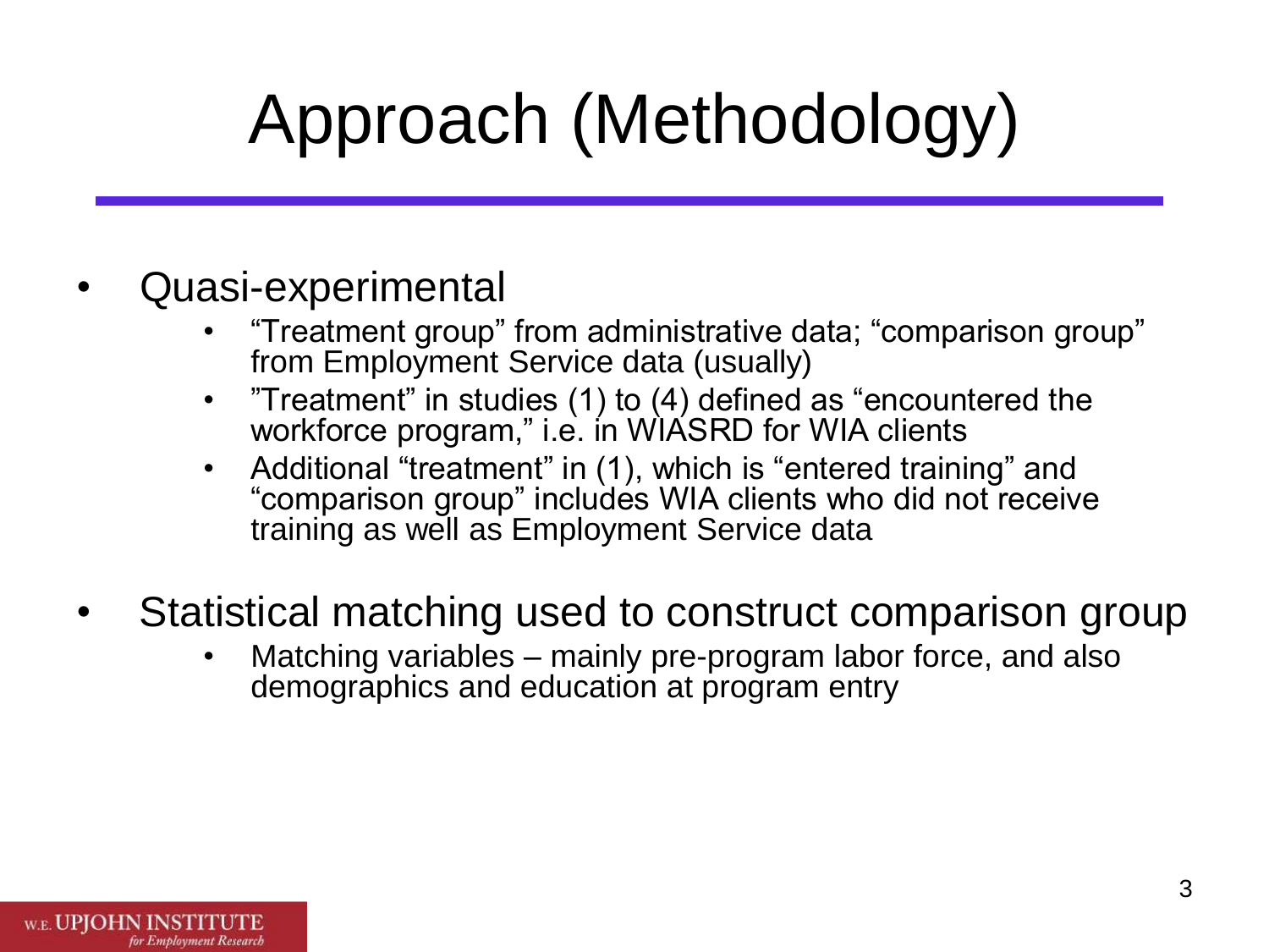# Approach (Methodology)

- Quasi-experimental
  - "Treatment group" from administrative data; "comparison group" from Employment Service data (usually)
  - "Treatment" in studies (1) to (4) defined as "encountered the workforce program," i.e. in WIASRD for WIA clients
  - Additional "treatment" in (1), which is "entered training" and "comparison group" includes WIA clients who did not receive training as well as Employment Service data
- Statistical matching used to construct comparison group
  - Matching variables – mainly pre-program labor force, and also demographics and education at program entry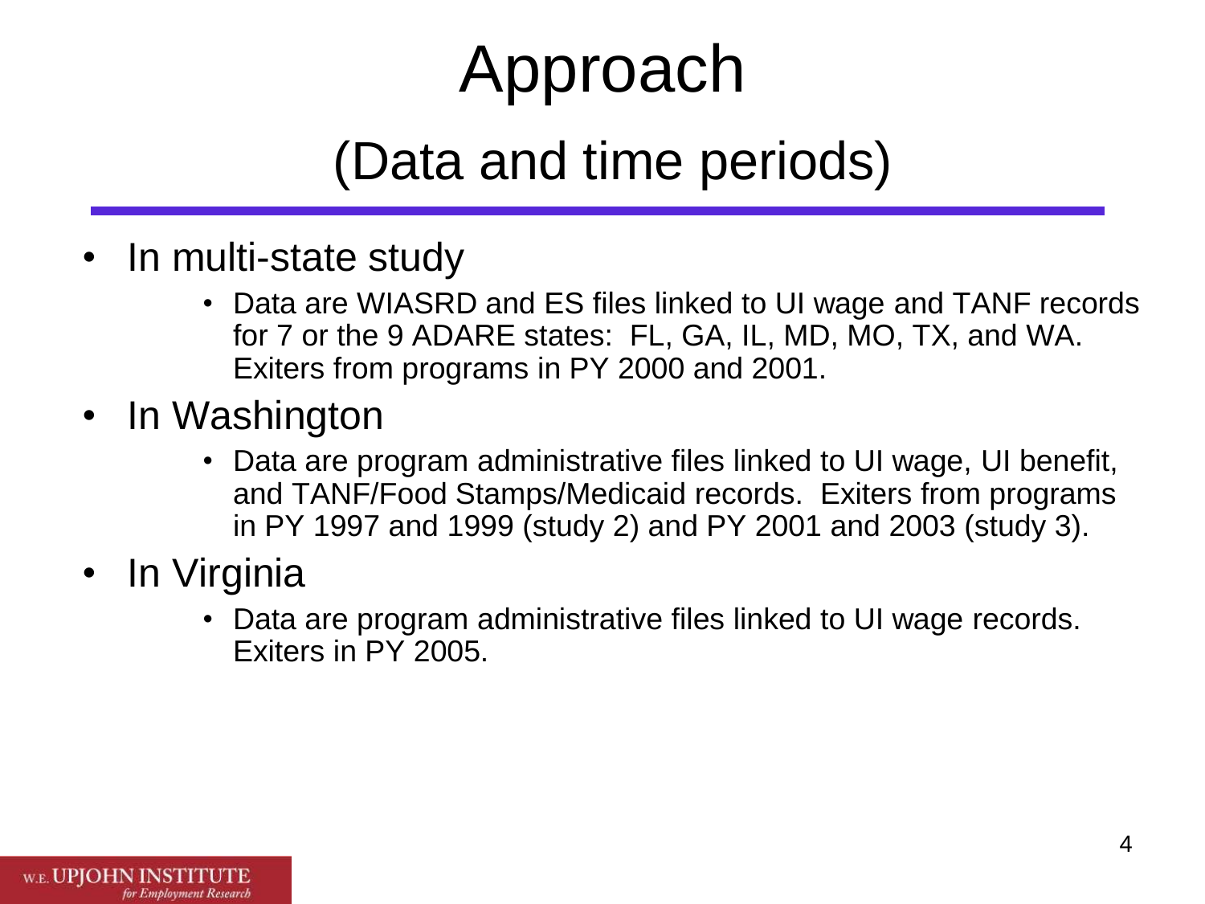# Approach

## (Data and time periods)

- In multi-state study
  - Data are WIASRD and ES files linked to UI wage and TANF records for 7 or the 9 ADARE states: FL, GA, IL, MD, MO, TX, and WA. Exiters from programs in PY 2000 and 2001.
- In Washington
  - Data are program administrative files linked to UI wage, UI benefit, and TANF/Food Stamps/Medicaid records. Exiters from programs in PY 1997 and 1999 (study 2) and PY 2001 and 2003 (study 3).
- In Virginia
  - Data are program administrative files linked to UI wage records. Exiters in PY 2005.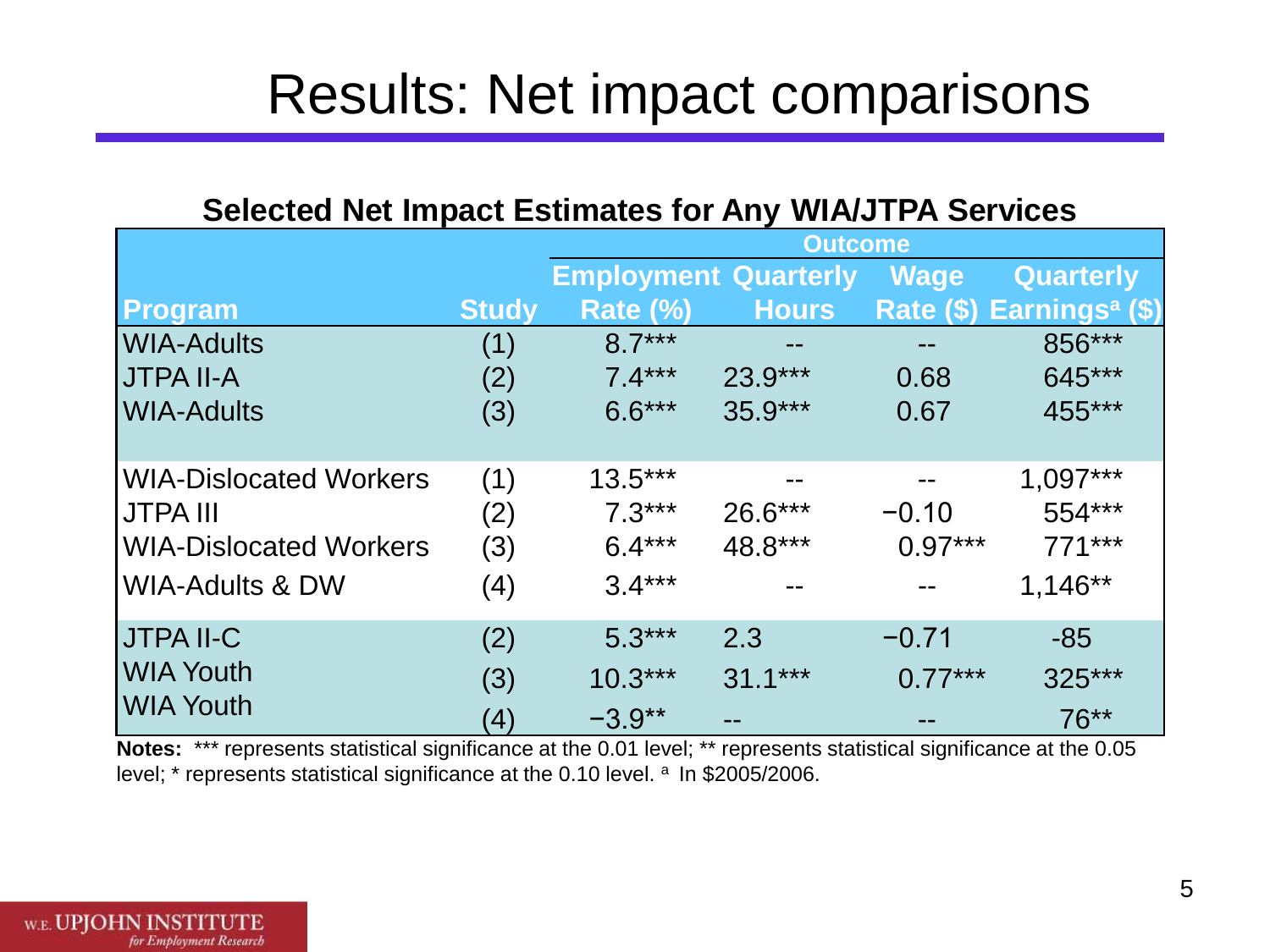# Results: Net impact comparisons

**Selected Net Impact Estimates for Any WIA/JTPA Services**

| | | Outcome | | | |
|---|---|---|---|---|---|
| **Program** | **Study** | **Employment Rate (%)** | **Quarterly Hours** | **Wage Rate ($)** | **Quarterly Earnings[a] ($)** |
| WIA-Adults | (1) | 8.7*** | -- | -- | 856*** |
| JTPA II-A | (2) | 7.4*** | 23.9*** | 0.68 | 645*** |
| WIA-Adults | (3) | 6.6*** | 35.9*** | 0.67 | 455*** |
| WIA-Dislocated Workers | (1) | 13.5*** | -- | -- | 1,097*** |
| JTPA III | (2) | 7.3*** | 26.6*** | −0.10 | 554*** |
| WIA-Dislocated Workers | (3) | 6.4*** | 48.8*** | 0.97*** | 771*** |
| WIA-Adults & DW | (4) | 3.4*** | -- | -- | 1,146** |
| JTPA II-C | (2) | 5.3*** | 2.3 | −0.71 | -85 |
| WIA Youth | (3) | 10.3*** | 31.1*** | 0.77*** | 325*** |
| WIA Youth | (4) | −3.9** | -- | -- | 76** |

**Notes:** *** represents statistical significance at the 0.01 level; ** represents statistical significance at the 0.05 level; * represents statistical significance at the 0.10 level. [a] In $2005/2006.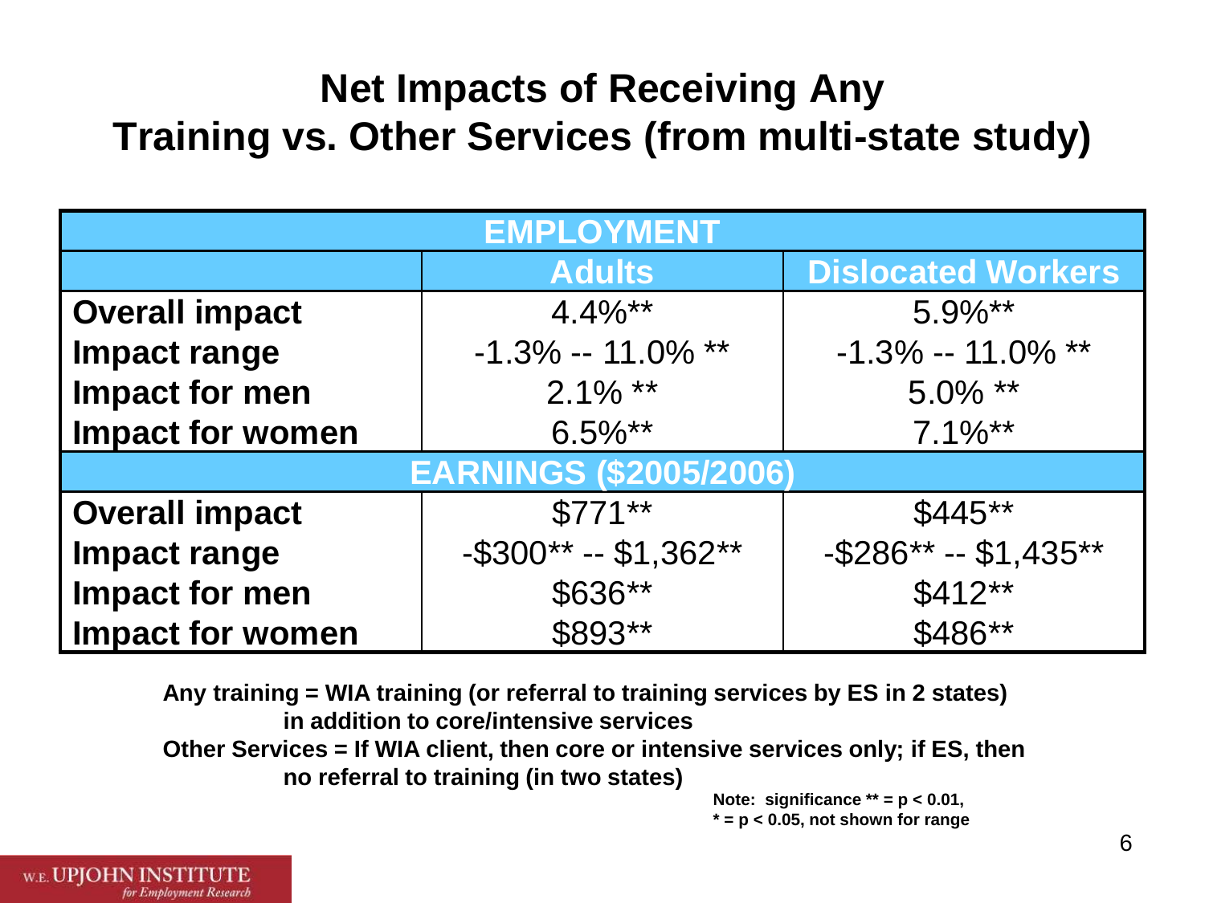# Net Impacts of Receiving Any Training vs. Other Services (from multi-state study)

| EMPLOYMENT | | |
|---|---|---|
| | Adults | Dislocated Workers |
| **Overall impact** | 4.4%** | 5.9%** |
| **Impact range** | -1.3% -- 11.0% ** | -1.3% -- 11.0% ** |
| **Impact for men** | 2.1% ** | 5.0% ** |
| **Impact for women** | 6.5%** | 7.1%** |
| **EARNINGS ($2005/2006)** | | |
| **Overall impact** | $771** | $445** |
| **Impact range** | -$300** -- $1,362** | -$286** -- $1,435** |
| **Impact for men** | $636** | $412** |
| **Impact for women** | $893** | $486** |

**Any training = WIA training (or referral to training services by ES in 2 states) in addition to core/intensive services**

**Other Services = If WIA client, then core or intensive services only; if ES, then no referral to training (in two states)**

**Note: significance ** = $p < 0.01$, * = $p < 0.05$, not shown for range**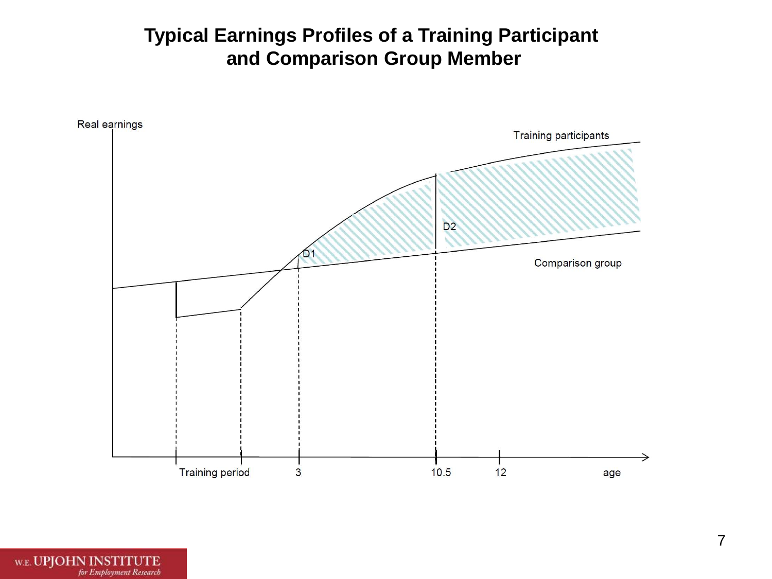# Typical Earnings Profiles of a Training Participant and Comparison Group Member

Real earnings

Training participants

D1

D2

Comparison group

Training period

3

10.5

12

age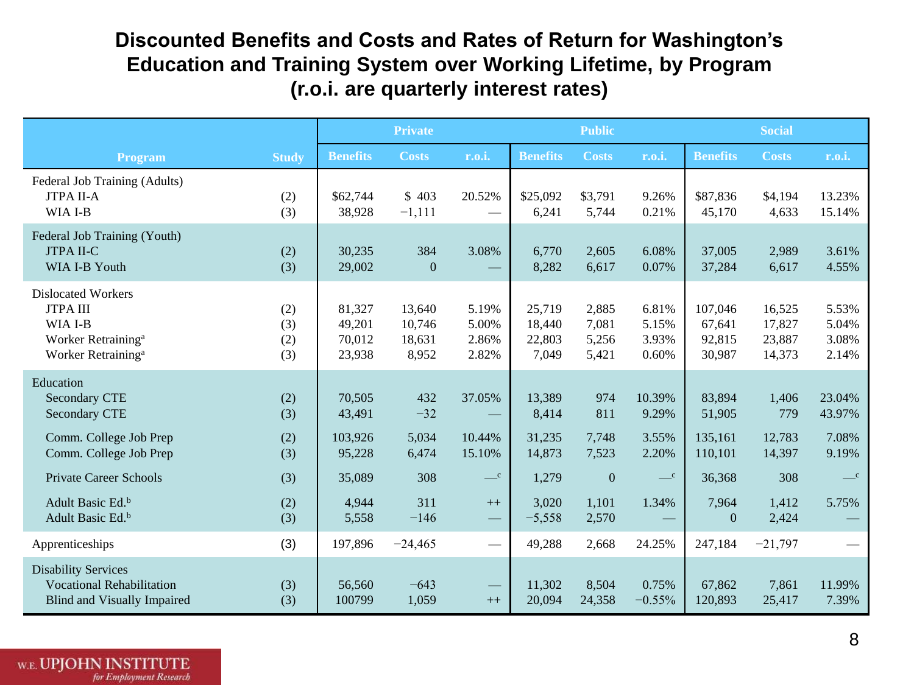# Discounted Benefits and Costs and Rates of Return for Washington's Education and Training System over Working Lifetime, by Program (r.o.i. are quarterly interest rates)

| Program | Study | Private | | | Public | | | Social | | |
|---|---|---|---|---|---|---|---|---|---|---|
| | | Benefits | Costs | r.o.i. | Benefits | Costs | r.o.i. | Benefits | Costs | r.o.i. |
| Federal Job Training (Adults) | | | | | | | | | | |
| JTPA II-A | (2) | $62,744 | $ 403 | 20.52% | $25,092 | $3,791 | 9.26% | $87,836 | $4,194 | 13.23% |
| WIA I-B | (3) | 38,928 | −1,111 | — | 6,241 | 5,744 | 0.21% | 45,170 | 4,633 | 15.14% |
| Federal Job Training (Youth) | | | | | | | | | | |
| JTPA II-C | (2) | 30,235 | 384 | 3.08% | 6,770 | 2,605 | 6.08% | 37,005 | 2,989 | 3.61% |
| WIA I-B Youth | (3) | 29,002 | 0 | — | 8,282 | 6,617 | 0.07% | 37,284 | 6,617 | 4.55% |
| Dislocated Workers | | | | | | | | | | |
| JTPA III | (2) | 81,327 | 13,640 | 5.19% | 25,719 | 2,885 | 6.81% | 107,046 | 16,525 | 5.53% |
| WIA I-B | (3) | 49,201 | 10,746 | 5.00% | 18,440 | 7,081 | 5.15% | 67,641 | 17,827 | 5.04% |
| Worker Retraining[a] | (2) | 70,012 | 18,631 | 2.86% | 22,803 | 5,256 | 3.93% | 92,815 | 23,887 | 3.08% |
| Worker Retraining[a] | (3) | 23,938 | 8,952 | 2.82% | 7,049 | 5,421 | 0.60% | 30,987 | 14,373 | 2.14% |
| Education | | | | | | | | | | |
| Secondary CTE | (2) | 70,505 | 432 | 37.05% | 13,389 | 974 | 10.39% | 83,894 | 1,406 | 23.04% |
| Secondary CTE | (3) | 43,491 | −32 | — | 8,414 | 811 | 9.29% | 51,905 | 779 | 43.97% |
| Comm. College Job Prep | (2) | 103,926 | 5,034 | 10.44% | 31,235 | 7,748 | 3.55% | 135,161 | 12,783 | 7.08% |
| Comm. College Job Prep | (3) | 95,228 | 6,474 | 15.10% | 14,873 | 7,523 | 2.20% | 110,101 | 14,397 | 9.19% |
| Private Career Schools | (3) | 35,089 | 308 | —[c] | 1,279 | 0 | —[c] | 36,368 | 308 | —[c] |
| Adult Basic Ed.[b] | (2) | 4,944 | 311 | ++ | 3,020 | 1,101 | 1.34% | 7,964 | 1,412 | 5.75% |
| Adult Basic Ed.[b] | (3) | 5,558 | −146 | — | −5,558 | 2,570 | — | 0 | 2,424 | — |
| Apprenticeships | (3) | 197,896 | −24,465 | — | 49,288 | 2,668 | 24.25% | 247,184 | −21,797 | — |
| Disability Services | | | | | | | | | | |
| Vocational Rehabilitation | (3) | 56,560 | −643 | — | 11,302 | 8,504 | 0.75% | 67,862 | 7,861 | 11.99% |
| Blind and Visually Impaired | (3) | 100799 | 1,059 | ++ | 20,094 | 24,358 | −0.55% | 120,893 | 25,417 | 7.39% |

W.E. UPJOHN INSTITUTE *for Employment Research*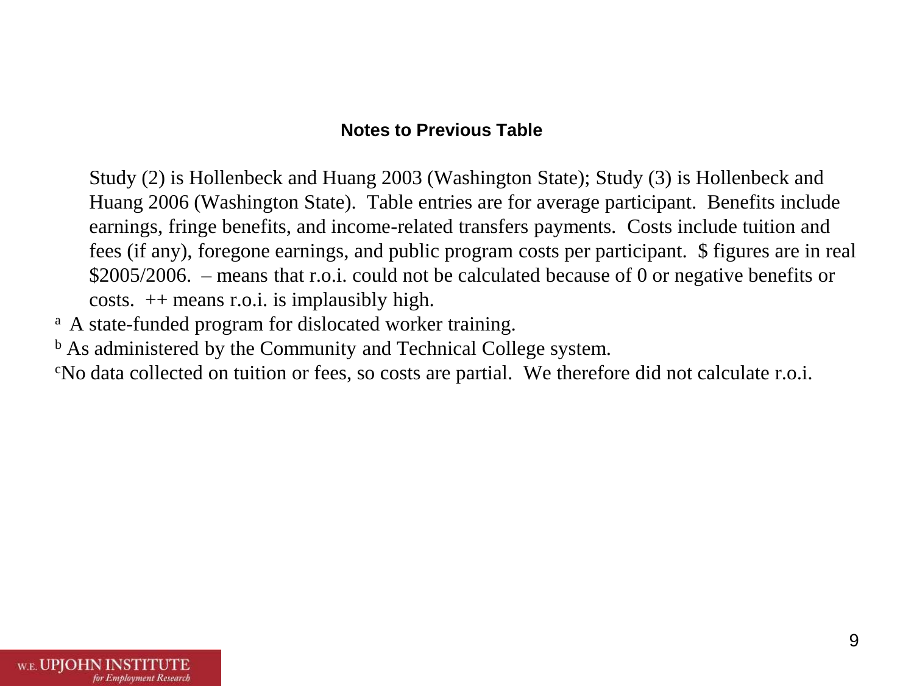## Notes to Previous Table

Study (2) is Hollenbeck and Huang 2003 (Washington State); Study (3) is Hollenbeck and Huang 2006 (Washington State). Table entries are for average participant. Benefits include earnings, fringe benefits, and income-related transfers payments. Costs include tuition and fees (if any), foregone earnings, and public program costs per participant. $ figures are in real $2005/2006. – means that r.o.i. could not be calculated because of 0 or negative benefits or costs. ++ means r.o.i. is implausibly high.

[a] A state-funded program for dislocated worker training.

[b] As administered by the Community and Technical College system.

[c] No data collected on tuition or fees, so costs are partial. We therefore did not calculate r.o.i.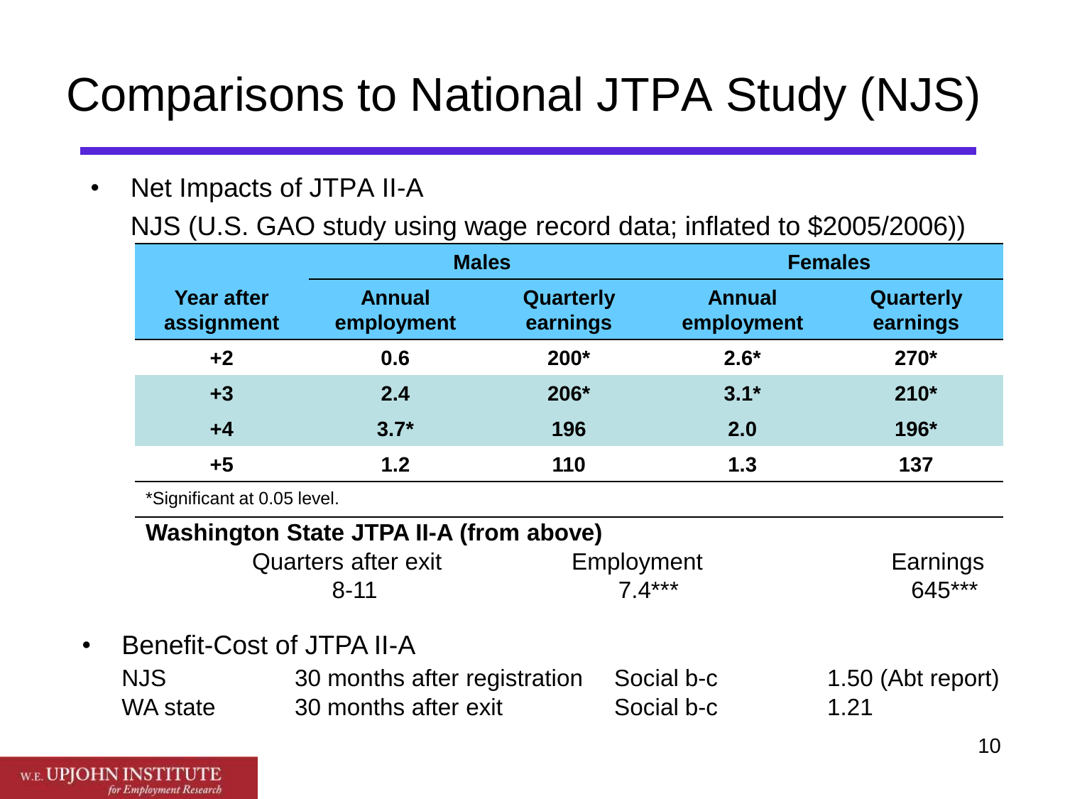# Comparisons to National JTPA Study (NJS)

- Net Impacts of JTPA II-A

  NJS (U.S. GAO study using wage record data; inflated to $2005/2006))

| | Males | | Females | |
|---|---|---|---|---|
| **Year after assignment** | **Annual employment** | **Quarterly earnings** | **Annual employment** | **Quarterly earnings** |
| **+2** | **0.6** | **200*** | **2.6*** | **270*** |
| **+3** | **2.4** | **206*** | **3.1*** | **210*** |
| **+4** | **3.7*** | **196** | **2.0** | **196*** |
| **+5** | **1.2** | **110** | **1.3** | **137** |

*Significant at 0.05 level.

**Washington State JTPA II-A (from above)**

| Quarters after exit | Employment | Earnings |
|---|---|---|
| 8-11 | 7.4*** | 645*** |

- Benefit-Cost of JTPA II-A

| | | | |
|---|---|---|---|
| NJS | 30 months after registration | Social b-c | 1.50 (Abt report) |
| WA state | 30 months after exit | Social b-c | 1.21 |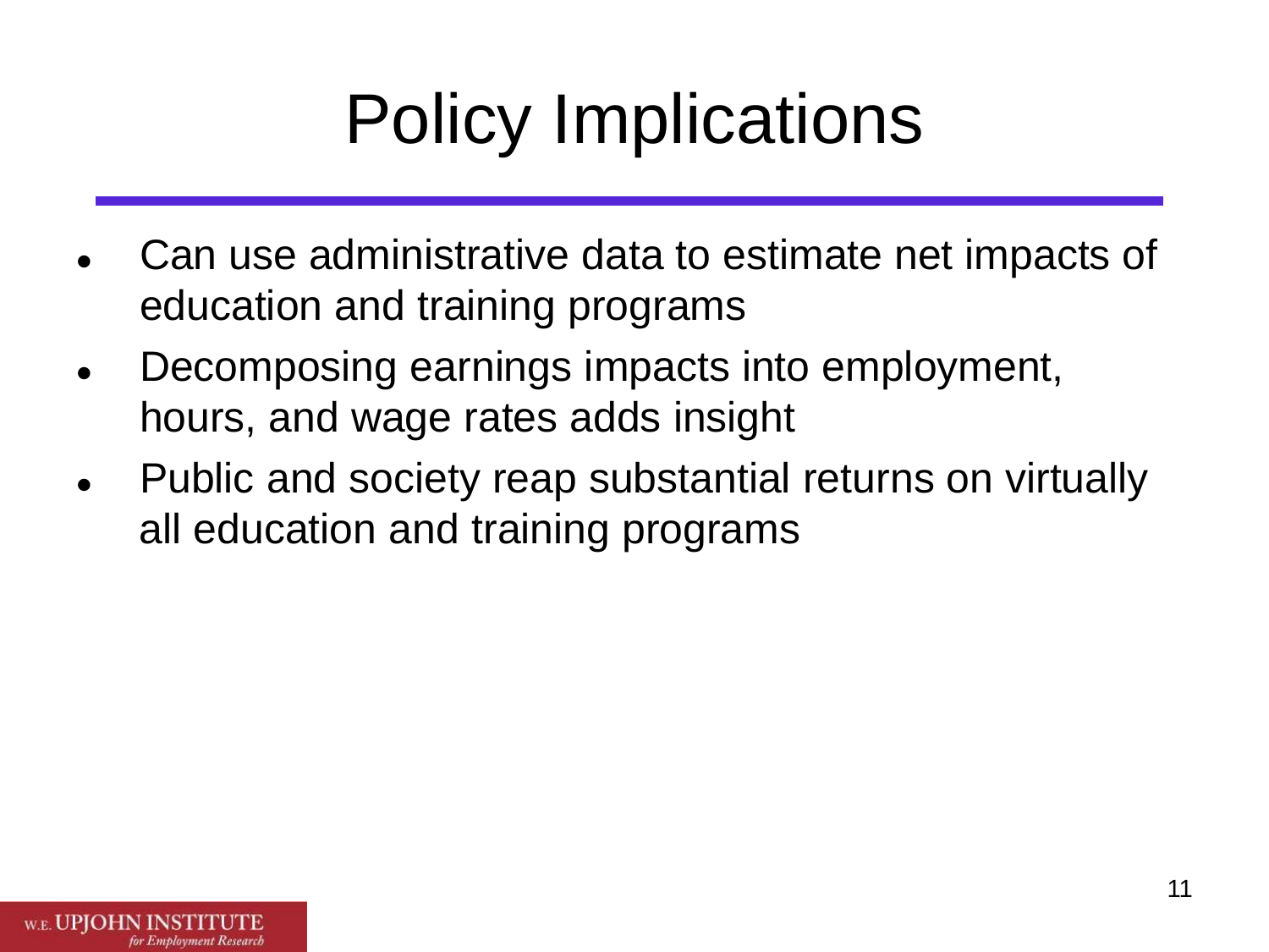# Policy Implications

- Can use administrative data to estimate net impacts of education and training programs
- Decomposing earnings impacts into employment, hours, and wage rates adds insight
- Public and society reap substantial returns on virtually all education and training programs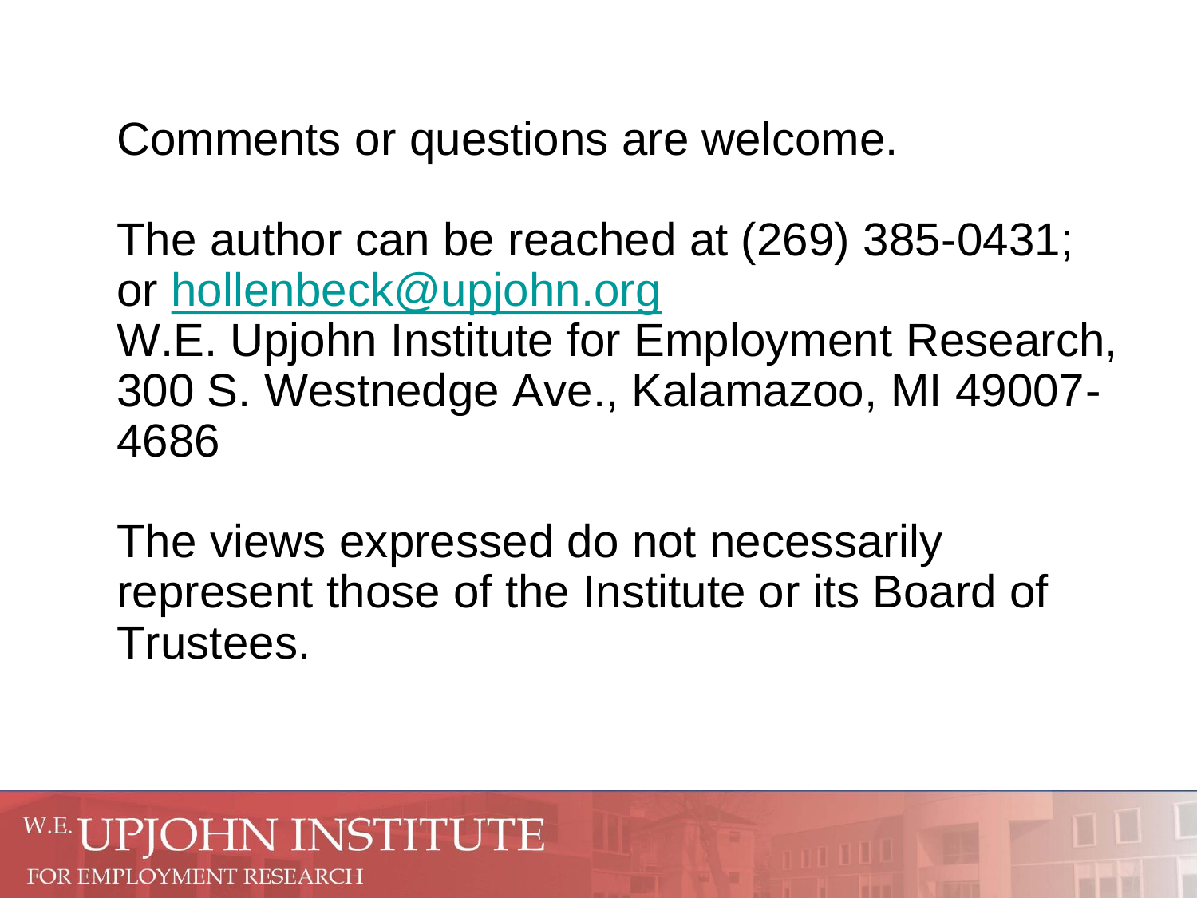Comments or questions are welcome.

The author can be reached at (269) 385-0431; or hollenbeck@upjohn.org
W.E. Upjohn Institute for Employment Research, 300 S. Westnedge Ave., Kalamazoo, MI 49007-4686

The views expressed do not necessarily represent those of the Institute or its Board of Trustees.